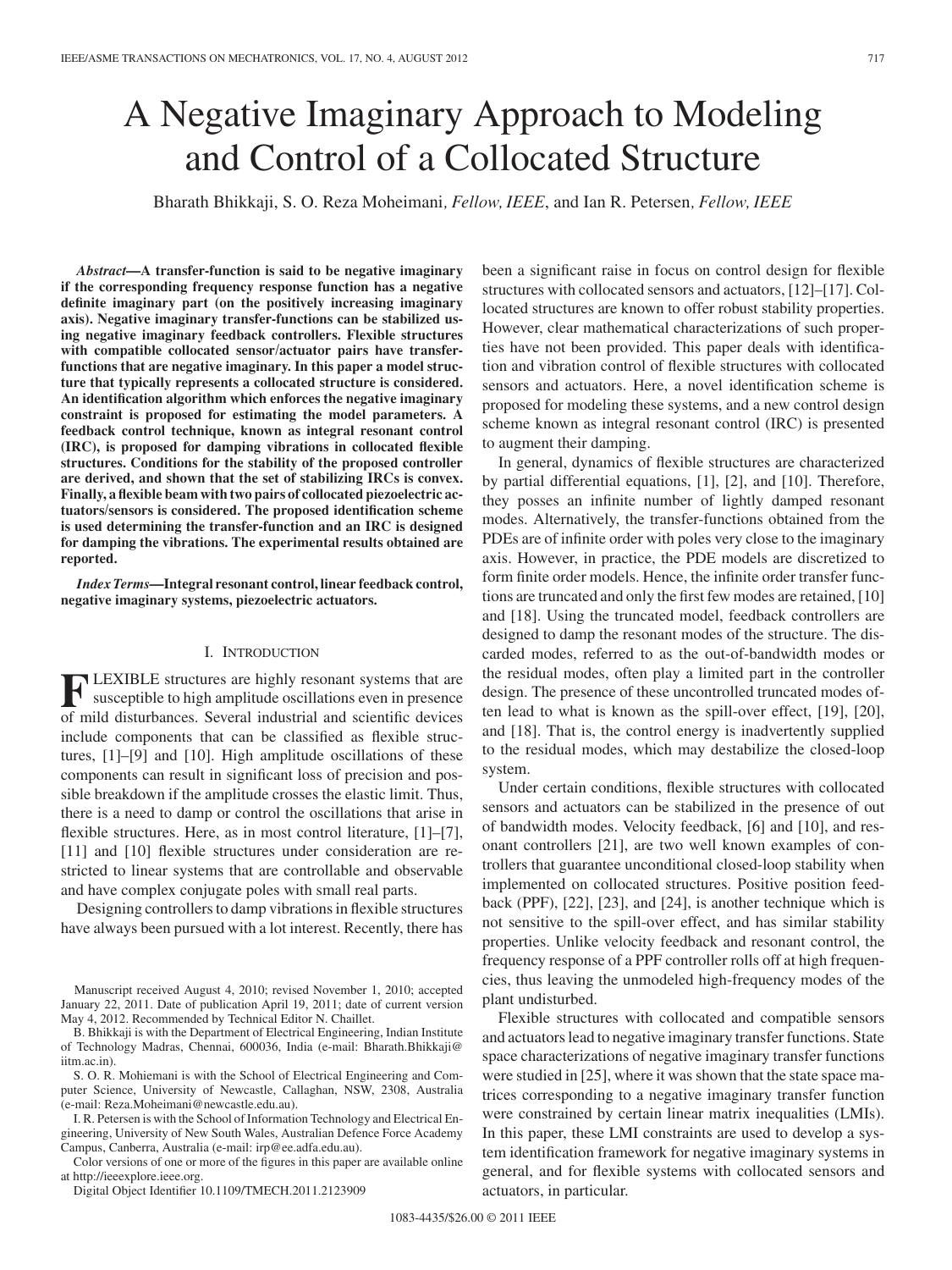# A Negative Imaginary Approach to Modeling and Control of a Collocated Structure

Bharath Bhikkaji, S. O. Reza Moheimani, *Fellow, IEEE*, and Ian R. Petersen, *Fellow, IEEE*

***Abstract*—A transfer-function is said to be negative imaginary if the corresponding frequency response function has a negative definite imaginary part (on the positively increasing imaginary axis). Negative imaginary transfer-functions can be stabilized using negative imaginary feedback controllers. Flexible structures with compatible collocated sensor/actuator pairs have transfer-functions that are negative imaginary. In this paper a model structure that typically represents a collocated structure is considered. An identification algorithm which enforces the negative imaginary constraint is proposed for estimating the model parameters. A feedback control technique, known as integral resonant control (IRC), is proposed for damping vibrations in collocated flexible structures. Conditions for the stability of the proposed controller are derived, and shown that the set of stabilizing IRCs is convex. Finally, a flexible beam with two pairs of collocated piezoelectric actuators/sensors is considered. The proposed identification scheme is used determining the transfer-function and an IRC is designed for damping the vibrations. The experimental results obtained are reported.**

***Index Terms*—Integral resonant control, linear feedback control, negative imaginary systems, piezoelectric actuators.**

## I. Introduction

FLEXIBLE structures are highly resonant systems that are susceptible to high amplitude oscillations even in presence of mild disturbances. Several industrial and scientific devices include components that can be classified as flexible structures, [1]–[9] and [10]. High amplitude oscillations of these components can result in significant loss of precision and possible breakdown if the amplitude crosses the elastic limit. Thus, there is a need to damp or control the oscillations that arise in flexible structures. Here, as in most control literature, [1]–[7], [11] and [10] flexible structures under consideration are restricted to linear systems that are controllable and observable and have complex conjugate poles with small real parts.

Designing controllers to damp vibrations in flexible structures have always been pursued with a lot interest. Recently, there has been a significant raise in focus on control design for flexible structures with collocated sensors and actuators, [12]–[17]. Collocated structures are known to offer robust stability properties. However, clear mathematical characterizations of such properties have not been provided. This paper deals with identification and vibration control of flexible structures with collocated sensors and actuators. Here, a novel identification scheme is proposed for modeling these systems, and a new control design scheme known as integral resonant control (IRC) is presented to augment their damping.

In general, dynamics of flexible structures are characterized by partial differential equations, [1], [2], and [10]. Therefore, they posses an infinite number of lightly damped resonant modes. Alternatively, the transfer-functions obtained from the PDEs are of infinite order with poles very close to the imaginary axis. However, in practice, the PDE models are discretized to form finite order models. Hence, the infinite order transfer functions are truncated and only the first few modes are retained, [10] and [18]. Using the truncated model, feedback controllers are designed to damp the resonant modes of the structure. The discarded modes, referred to as the out-of-bandwidth modes or the residual modes, often play a limited part in the controller design. The presence of these uncontrolled truncated modes often lead to what is known as the spill-over effect, [19], [20], and [18]. That is, the control energy is inadvertently supplied to the residual modes, which may destabilize the closed-loop system.

Under certain conditions, flexible structures with collocated sensors and actuators can be stabilized in the presence of out of bandwidth modes. Velocity feedback, [6] and [10], and resonant controllers [21], are two well known examples of controllers that guarantee unconditional closed-loop stability when implemented on collocated structures. Positive position feedback (PPF), [22], [23], and [24], is another technique which is not sensitive to the spill-over effect, and has similar stability properties. Unlike velocity feedback and resonant control, the frequency response of a PPF controller rolls off at high frequencies, thus leaving the unmodeled high-frequency modes of the plant undisturbed.

Flexible structures with collocated and compatible sensors and actuators lead to negative imaginary transfer functions. State space characterizations of negative imaginary transfer functions were studied in [25], where it was shown that the state space matrices corresponding to a negative imaginary transfer function were constrained by certain linear matrix inequalities (LMIs). In this paper, these LMI constraints are used to develop a system identification framework for negative imaginary systems in general, and for flexible systems with collocated sensors and actuators, in particular.

Manuscript received August 4, 2010; revised November 1, 2010; accepted January 22, 2011. Date of publication April 19, 2011; date of current version May 4, 2012. Recommended by Technical Editor N. Chaillet.

B. Bhikkaji is with the Department of Electrical Engineering, Indian Institute of Technology Madras, Chennai, 600036, India (e-mail: Bharath.Bhikkaji@iitm.ac.in).

S. O. R. Mohiemani is with the School of Electrical Engineering and Computer Science, University of Newcastle, Callaghan, NSW, 2308, Australia (e-mail: Reza.Moheimani@newcastle.edu.au).

I. R. Petersen is with the School of Information Technology and Electrical Engineering, University of New South Wales, Australian Defence Force Academy Campus, Canberra, Australia (e-mail: irp@ee.adfa.edu.au).

Color versions of one or more of the figures in this paper are available online at http://ieeexplore.ieee.org.

Digital Object Identifier 10.1109/TMECH.2011.2123909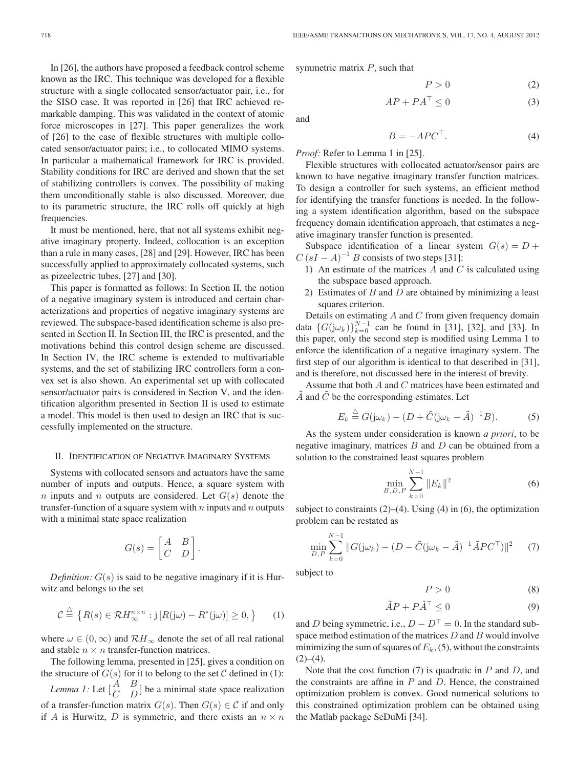In [26], the authors have proposed a feedback control scheme known as the IRC. This technique was developed for a flexible structure with a single collocated sensor/actuator pair, i.e., for the SISO case. It was reported in [26] that IRC achieved remarkable damping. This was validated in the context of atomic force microscopes in [27]. This paper generalizes the work of [26] to the case of flexible structures with multiple collocated sensor/actuator pairs; i.e., to collocated MIMO systems. In particular a mathematical framework for IRC is provided. Stability conditions for IRC are derived and shown that the set of stabilizing controllers is convex. The possibility of making them unconditionally stable is also discussed. Moreover, due to its parametric structure, the IRC rolls off quickly at high frequencies.

It must be mentioned, here, that not all systems exhibit negative imaginary property. Indeed, collocation is an exception than a rule in many cases, [28] and [29]. However, IRC has been successfully applied to approximately collocated systems, such as pizeelectric tubes, [27] and [30].

This paper is formatted as follows: In Section II, the notion of a negative imaginary system is introduced and certain characterizations and properties of negative imaginary systems are reviewed. The subspace-based identification scheme is also presented in Section II. In Section III, the IRC is presented, and the motivations behind this control design scheme are discussed. In Section IV, the IRC scheme is extended to multivariable systems, and the set of stabilizing IRC controllers form a convex set is also shown. An experimental set up with collocated sensor/actuator pairs is considered in Section V, and the identification algorithm presented in Section II is used to estimate a model. This model is then used to design an IRC that is successfully implemented on the structure.

## II. Identification of Negative Imaginary Systems

Systems with collocated sensors and actuators have the same number of inputs and outputs. Hence, a square system with $n$ inputs and $n$ outputs are considered. Let $G(s)$ denote the transfer-function of a square system with $n$ inputs and $n$ outputs with a minimal state space realization

$$G(s) = \begin{bmatrix} A & B \\ C & D \end{bmatrix}.$$

*Definition:* $G(s)$ is said to be negative imaginary if it is Hurwitz and belongs to the set

$$\mathcal{C} \overset{\triangle}{=} \left\{ R(s) \in \mathcal{R}H_\infty^{n\times n} : \mathrm{j}\left[R(\mathrm{j}\omega) - R^*(\mathrm{j}\omega)\right] \geq 0, \right\} \tag{1}$$

where $\omega \in (0, \infty)$ and $\mathcal{R}H_\infty$ denote the set of all real rational and stable $n \times n$ transfer-function matrices.

The following lemma, presented in [25], gives a condition on the structure of $G(s)$ for it to belong to the set $\mathcal{C}$ defined in (1):

*Lemma 1:* Let $\left[\begin{smallmatrix} A & B \\ C & D \end{smallmatrix}\right]$ be a minimal state space realization of a transfer-function matrix $G(s)$. Then $G(s) \in \mathcal{C}$ if and only if $A$ is Hurwitz, $D$ is symmetric, and there exists an $n \times n$ symmetric matrix $P$, such that

$$P > 0 \tag{2}$$

$$AP + PA^\top \leq 0 \tag{3}$$

and

$$B = -APC^\top. \tag{4}$$

*Proof:* Refer to Lemma 1 in [25].

Flexible structures with collocated actuator/sensor pairs are known to have negative imaginary transfer function matrices. To design a controller for such systems, an efficient method for identifying the transfer functions is needed. In the following a system identification algorithm, based on the subspace frequency domain identification approach, that estimates a negative imaginary transfer function is presented.

Subspace identification of a linear system $G(s) = D + C\,(sI - A)^{-1}\,B$ consists of two steps [31]:

1) An estimate of the matrices $A$ and $C$ is calculated using the subspace based approach.
2) Estimates of $B$ and $D$ are obtained by minimizing a least squares criterion.

Details on estimating $A$ and $C$ from given frequency domain data $\{G(\mathrm{j}\omega_k)\}_{k=0}^{N-1}$ can be found in [31], [32], and [33]. In this paper, only the second step is modified using Lemma 1 to enforce the identification of a negative imaginary system. The first step of our algorithm is identical to that described in [31], and is therefore, not discussed here in the interest of brevity.

Assume that both $A$ and $C$ matrices have been estimated and $\tilde{A}$ and $\tilde{C}$ be the corresponding estimates. Let

$$E_k \overset{\triangle}{=} G(\mathrm{j}\omega_k) - (D + \tilde{C}(\mathrm{j}\omega_k - \tilde{A})^{-1}B). \tag{5}$$

As the system under consideration is known *a priori*, to be negative imaginary, matrices $B$ and $D$ can be obtained from a solution to the constrained least squares problem

$$\min_{B,D,P} \sum_{k=0}^{N-1} \|E_k\|^2 \tag{6}$$

subject to constraints (2)–(4). Using (4) in (6), the optimization problem can be restated as

$$\min_{D,P} \sum_{k=0}^{N-1} \|G(\mathrm{j}\omega_k) - (D - \tilde{C}(\mathrm{j}\omega_k - \tilde{A})^{-1}\tilde{A}PC^\top)\|^2 \tag{7}$$

subject to

$$P > 0 \tag{8}$$

$$\tilde{A}P + P\tilde{A}^\top \leq 0 \tag{9}$$

and $D$ being symmetric, i.e., $D - D^\top = 0$. In the standard subspace method estimation of the matrices $D$ and $B$ would involve minimizing the sum of squares of $E_k$, (5), without the constraints (2)–(4).

Note that the cost function (7) is quadratic in $P$ and $D$, and the constraints are affine in $P$ and $D$. Hence, the constrained optimization problem is convex. Good numerical solutions to this constrained optimization problem can be obtained using the Matlab package SeDuMi [34].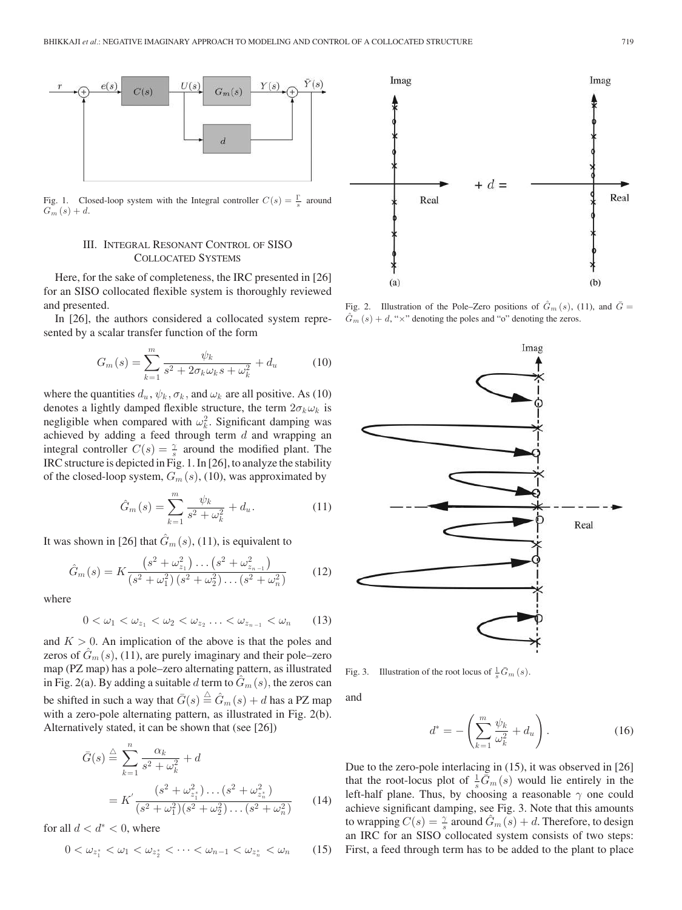Fig. 1. Closed-loop system with the Integral controller $C(s) = \frac{\Gamma}{s}$ around $G_m(s) + d$.

## III. Integral Resonant Control of SISO Collocated Systems

Here, for the sake of completeness, the IRC presented in [26] for an SISO collocated flexible system is thoroughly reviewed and presented.

In [26], the authors considered a collocated system represented by a scalar transfer function of the form

$$G_m(s) = \sum_{k=1}^{m} \frac{\psi_k}{s^2 + 2\sigma_k \omega_k s + \omega_k^2} + d_u \tag{10}$$

where the quantities $d_u$, $\psi_k$, $\sigma_k$, and $\omega_k$ are all positive. As (10) denotes a lightly damped flexible structure, the term $2\sigma_k\omega_k$ is negligible when compared with $\omega_k^2$. Significant damping was achieved by adding a feed through term $d$ and wrapping an integral controller $C(s) = \frac{\gamma}{s}$ around the modified plant. The IRC structure is depicted in Fig. 1. In [26], to analyze the stability of the closed-loop system, $G_m(s)$, (10), was approximated by

$$\hat{G}_m(s) = \sum_{k=1}^{m} \frac{\psi_k}{s^2 + \omega_k^2} + d_u. \tag{11}$$

It was shown in [26] that $\hat{G}_m(s)$, (11), is equivalent to

$$\hat{G}_m(s) = K \frac{\left(s^2 + \omega_{z_1}^2\right) \dots \left(s^2 + \omega_{z_{n-1}}^2\right)}{\left(s^2 + \omega_1^2\right)\left(s^2 + \omega_2^2\right) \dots \left(s^2 + \omega_n^2\right)} \tag{12}$$

where

$$0 < \omega_1 < \omega_{z_1} < \omega_2 < \omega_{z_2} \dots < \omega_{z_{n-1}} < \omega_n \tag{13}$$

and $K > 0$. An implication of the above is that the poles and zeros of $\hat{G}_m(s)$, (11), are purely imaginary and their pole–zero map (PZ map) has a pole–zero alternating pattern, as illustrated in Fig. 2(a). By adding a suitable $d$ term to $\hat{G}_m(s)$, the zeros can be shifted in such a way that $\bar{G}(s) \triangleq \hat{G}_m(s) + d$ has a PZ map with a zero-pole alternating pattern, as illustrated in Fig. 2(b). Alternatively stated, it can be shown that (see [26])

$$\begin{aligned}\bar{G}(s) &\triangleq \sum_{k=1}^{n} \frac{\alpha_k}{s^2 + \omega_k^2} + d \\ &= K' \frac{(s^2 + \omega_{z_1^*}^2) \dots (s^2 + \omega_{z_n^*}^2)}{(s^2 + \omega_1^2)(s^2 + \omega_2^2) \dots (s^2 + \omega_n^2)}\end{aligned} \tag{14}$$

for all $d < d^* < 0$, where

$$0 < \omega_{z_1^*} < \omega_1 < \omega_{z_2^*} < \dots < \omega_{n-1} < \omega_{z_n^*} < \omega_n \tag{15}$$

Fig. 2. Illustration of the Pole–Zero positions of $\hat{G}_m(s)$, (11), and $\bar{G} = \hat{G}_m(s) + d$, "×" denoting the poles and "o" denoting the zeros.

Fig. 3. Illustration of the root locus of $\frac{1}{s}\bar{G}_m(s)$.

and

$$d^* = -\left(\sum_{k=1}^{m} \frac{\psi_k}{\omega_k^2} + d_u\right). \tag{16}$$

Due to the zero-pole interlacing in (15), it was observed in [26] that the root-locus plot of $\frac{1}{s}\bar{G}_m(s)$ would lie entirely in the left-half plane. Thus, by choosing a reasonable $\gamma$ one could achieve significant damping, see Fig. 3. Note that this amounts to wrapping $C(s) = \frac{\gamma}{s}$ around $\hat{G}_m(s) + d$. Therefore, to design an IRC for an SISO collocated system consists of two steps: First, a feed through term has to be added to the plant to place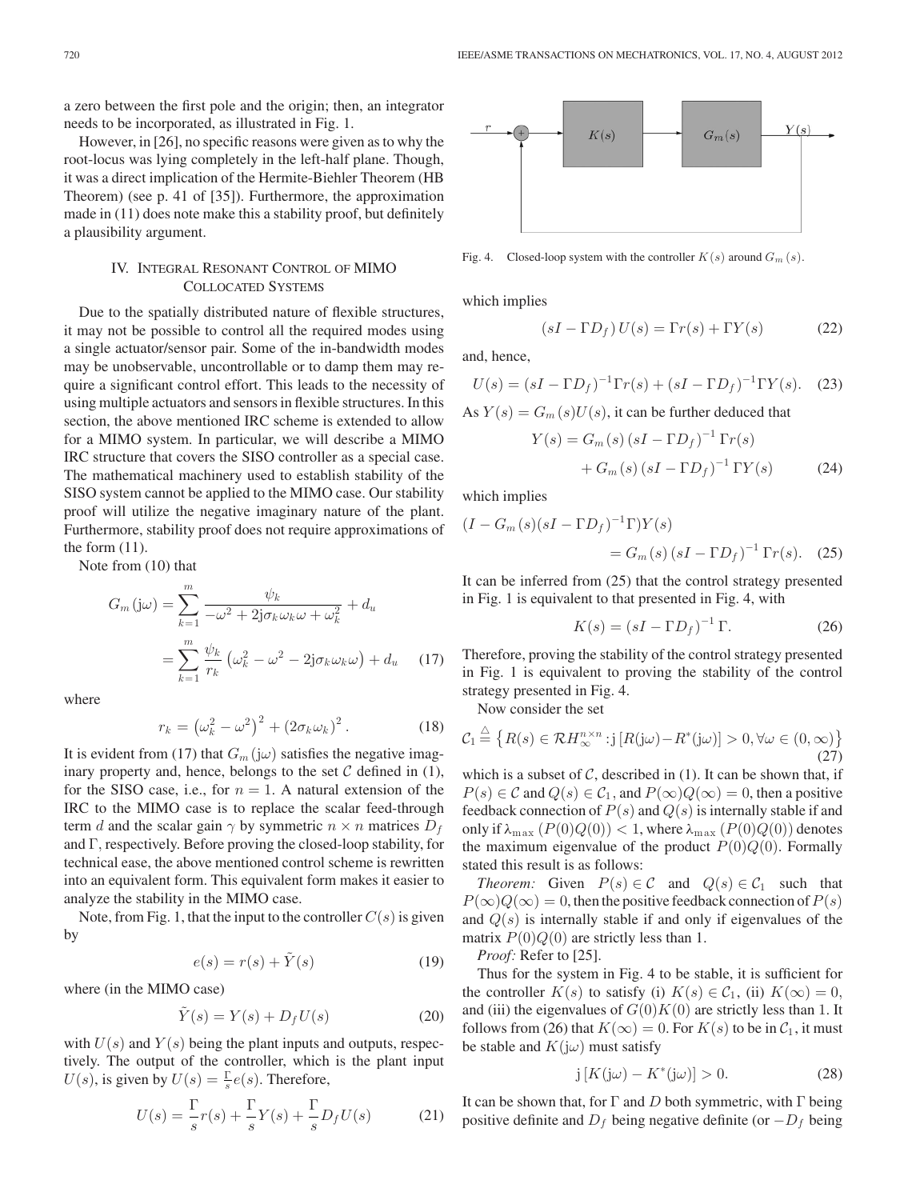a zero between the first pole and the origin; then, an integrator needs to be incorporated, as illustrated in Fig. 1.

However, in [26], no specific reasons were given as to why the root-locus was lying completely in the left-half plane. Though, it was a direct implication of the Hermite-Biehler Theorem (HB Theorem) (see p. 41 of [35]). Furthermore, the approximation made in (11) does note make this a stability proof, but definitely a plausibility argument.

## IV. Integral Resonant Control of MIMO Collocated Systems

Due to the spatially distributed nature of flexible structures, it may not be possible to control all the required modes using a single actuator/sensor pair. Some of the in-bandwidth modes may be unobservable, uncontrollable or to damp them may require a significant control effort. This leads to the necessity of using multiple actuators and sensors in flexible structures. In this section, the above mentioned IRC scheme is extended to allow for a MIMO system. In particular, we will describe a MIMO IRC structure that covers the SISO controller as a special case. The mathematical machinery used to establish stability of the SISO system cannot be applied to the MIMO case. Our stability proof will utilize the negative imaginary nature of the plant. Furthermore, stability proof does not require approximations of the form (11).

Note from (10) that

$$G_m(\mathrm{j}\omega) = \sum_{k=1}^{m} \frac{\psi_k}{-\omega^2 + 2\mathrm{j}\sigma_k\omega_k\omega + \omega_k^2} + d_u$$
$$= \sum_{k=1}^{m} \frac{\psi_k}{r_k}\left(\omega_k^2 - \omega^2 - 2\mathrm{j}\sigma_k\omega_k\omega\right) + d_u \quad (17)$$

where

$$r_k = \left(\omega_k^2 - \omega^2\right)^2 + \left(2\sigma_k\omega_k\right)^2. \quad (18)$$

It is evident from (17) that $G_m(\mathrm{j}\omega)$ satisfies the negative imaginary property and, hence, belongs to the set $\mathcal{C}$ defined in (1), for the SISO case, i.e., for $n = 1$. A natural extension of the IRC to the MIMO case is to replace the scalar feed-through term $d$ and the scalar gain $\gamma$ by symmetric $n \times n$ matrices $D_f$ and $\Gamma$, respectively. Before proving the closed-loop stability, for technical ease, the above mentioned control scheme is rewritten into an equivalent form. This equivalent form makes it easier to analyze the stability in the MIMO case.

Note, from Fig. 1, that the input to the controller $C(s)$ is given by

$$e(s) = r(s) + \tilde{Y}(s) \quad (19)$$

where (in the MIMO case)

$$\tilde{Y}(s) = Y(s) + D_f U(s) \quad (20)$$

with $U(s)$ and $Y(s)$ being the plant inputs and outputs, respectively. The output of the controller, which is the plant input $U(s)$, is given by $U(s) = \frac{\Gamma}{s}e(s)$. Therefore,

$$U(s) = \frac{\Gamma}{s}r(s) + \frac{\Gamma}{s}Y(s) + \frac{\Gamma}{s}D_f U(s) \quad (21)$$

Fig. 4. Closed-loop system with the controller $K(s)$ around $G_m(s)$.

which implies

$$(sI - \Gamma D_f)\,U(s) = \Gamma r(s) + \Gamma Y(s) \quad (22)$$

and, hence,

$$U(s) = (sI - \Gamma D_f)^{-1}\Gamma r(s) + (sI - \Gamma D_f)^{-1}\Gamma Y(s). \quad (23)$$

As $Y(s) = G_m(s)U(s)$, it can be further deduced that

$$Y(s) = G_m(s)\left(sI - \Gamma D_f\right)^{-1}\Gamma r(s)$$
$$+ G_m(s)\left(sI - \Gamma D_f\right)^{-1}\Gamma Y(s) \quad (24)$$

which implies

$$(I - G_m(s)(sI - \Gamma D_f)^{-1}\Gamma)Y(s)$$
$$= G_m(s)\left(sI - \Gamma D_f\right)^{-1}\Gamma r(s). \quad (25)$$

It can be inferred from (25) that the control strategy presented in Fig. 1 is equivalent to that presented in Fig. 4, with

$$K(s) = (sI - \Gamma D_f)^{-1}\Gamma. \quad (26)$$

Therefore, proving the stability of the control strategy presented in Fig. 1 is equivalent to proving the stability of the control strategy presented in Fig. 4.

Now consider the set

$$\mathcal{C}_1 \stackrel{\triangle}{=} \left\{R(s) \in \mathcal{RH}_\infty^{n\times n} : \mathrm{j}\left[R(\mathrm{j}\omega) - R^*(\mathrm{j}\omega)\right] > 0, \forall\omega \in (0,\infty)\right\} \quad (27)$$

which is a subset of $\mathcal{C}$, described in (1). It can be shown that, if $P(s) \in \mathcal{C}$ and $Q(s) \in \mathcal{C}_1$, and $P(\infty)Q(\infty) = 0$, then a positive feedback connection of $P(s)$ and $Q(s)$ is internally stable if and only if $\lambda_{\max}\left(P(0)Q(0)\right) < 1$, where $\lambda_{\max}\left(P(0)Q(0)\right)$ denotes the maximum eigenvalue of the product $P(0)Q(0)$. Formally stated this result is as follows:

*Theorem:* Given $P(s) \in \mathcal{C}$ and $Q(s) \in \mathcal{C}_1$ such that $P(\infty)Q(\infty) = 0$, then the positive feedback connection of $P(s)$ and $Q(s)$ is internally stable if and only if eigenvalues of the matrix $P(0)Q(0)$ are strictly less than 1.

*Proof:* Refer to [25].

Thus for the system in Fig. 4 to be stable, it is sufficient for the controller $K(s)$ to satisfy (i) $K(s) \in \mathcal{C}_1$, (ii) $K(\infty) = 0$, and (iii) the eigenvalues of $G(0)K(0)$ are strictly less than 1. It follows from (26) that $K(\infty) = 0$. For $K(s)$ to be in $\mathcal{C}_1$, it must be stable and $K(\mathrm{j}\omega)$ must satisfy

$$\mathrm{j}\left[K(\mathrm{j}\omega) - K^*(\mathrm{j}\omega)\right] > 0. \quad (28)$$

It can be shown that, for $\Gamma$ and $D$ both symmetric, with $\Gamma$ being positive definite and $D_f$ being negative definite (or $-D_f$ being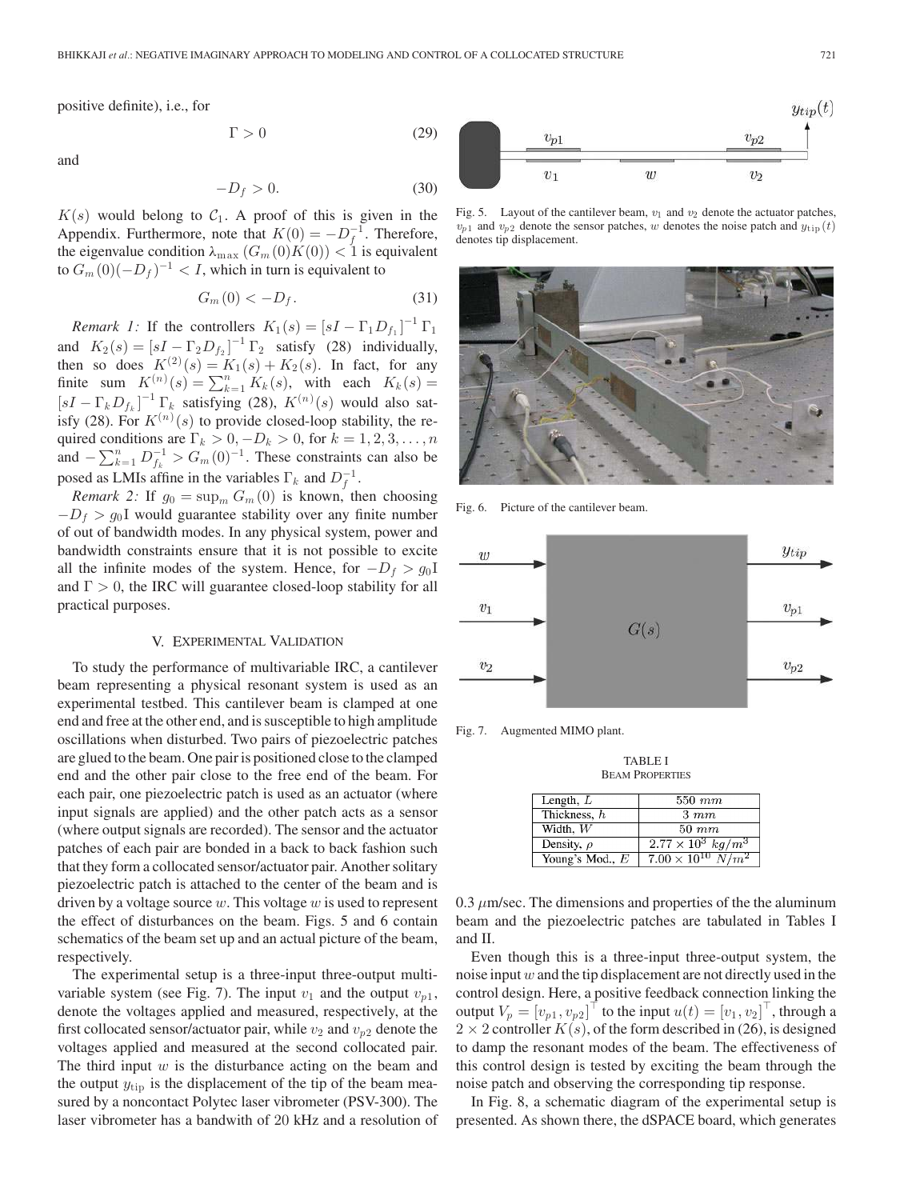positive definite), i.e., for

$$\Gamma > 0 \tag{29}$$

and

$$-D_f > 0. \tag{30}$$

$K(s)$ would belong to $\mathcal{C}_1$. A proof of this is given in the Appendix. Furthermore, note that $K(0) = -D_f^{-1}$. Therefore, the eigenvalue condition $\lambda_{\max}(G_m(0)K(0)) < 1$ is equivalent to $G_m(0)(-D_f)^{-1} < I$, which in turn is equivalent to

$$G_m(0) < -D_f. \tag{31}$$

*Remark 1:* If the controllers $K_1(s) = [sI - \Gamma_1 D_{f_1}]^{-1}\Gamma_1$ and $K_2(s) = [sI - \Gamma_2 D_{f_2}]^{-1}\Gamma_2$ satisfy (28) individually, then so does $K^{(2)}(s) = K_1(s) + K_2(s)$. In fact, for any finite sum $K^{(n)}(s) = \sum_{k=1}^{n} K_k(s)$, with each $K_k(s) = [sI - \Gamma_k D_{f_k}]^{-1}\Gamma_k$ satisfying (28), $K^{(n)}(s)$ would also satisfy (28). For $K^{(n)}(s)$ to provide closed-loop stability, the required conditions are $\Gamma_k > 0, -D_k > 0$, for $k = 1, 2, 3, \ldots, n$ and $-\sum_{k=1}^{n} D_{f_k}^{-1} > G_m(0)^{-1}$. These constraints can also be posed as LMIs affine in the variables $\Gamma_k$ and $D_f^{-1}$.

*Remark 2:* If $g_0 = \sup_m G_m(0)$ is known, then choosing $-D_f > g_0\mathrm{I}$ would guarantee stability over any finite number of out of bandwidth modes. In any physical system, power and bandwidth constraints ensure that it is not possible to excite all the infinite modes of the system. Hence, for $-D_f > g_0\mathrm{I}$ and $\Gamma > 0$, the IRC will guarantee closed-loop stability for all practical purposes.

## V. Experimental Validation

To study the performance of multivariable IRC, a cantilever beam representing a physical resonant system is used as an experimental testbed. This cantilever beam is clamped at one end and free at the other end, and is susceptible to high amplitude oscillations when disturbed. Two pairs of piezoelectric patches are glued to the beam. One pair is positioned close to the clamped end and the other pair close to the free end of the beam. For each pair, one piezoelectric patch is used as an actuator (where input signals are applied) and the other patch acts as a sensor (where output signals are recorded). The sensor and the actuator patches of each pair are bonded in a back to back fashion such that they form a collocated sensor/actuator pair. Another solitary piezoelectric patch is attached to the center of the beam and is driven by a voltage source $w$. This voltage $w$ is used to represent the effect of disturbances on the beam. Figs. 5 and 6 contain schematics of the beam set up and an actual picture of the beam, respectively.

The experimental setup is a three-input three-output multivariable system (see Fig. 7). The input $v_1$ and the output $v_{p1}$, denote the voltages applied and measured, respectively, at the first collocated sensor/actuator pair, while $v_2$ and $v_{p2}$ denote the voltages applied and measured at the second collocated pair. The third input $w$ is the disturbance acting on the beam and the output $y_{\text{tip}}$ is the displacement of the tip of the beam measured by a noncontact Polytec laser vibrometer (PSV-300). The laser vibrometer has a bandwith of 20 kHz and a resolution of 0.3 $\mu$m/sec. The dimensions and properties of the the aluminum beam and the piezoelectric patches are tabulated in Tables I and II.

Fig. 5. Layout of the cantilever beam, $v_1$ and $v_2$ denote the actuator patches, $v_{p1}$ and $v_{p2}$ denote the sensor patches, $w$ denotes the noise patch and $y_{\text{tip}}(t)$ denotes tip displacement.

Fig. 6. Picture of the cantilever beam.

Fig. 7. Augmented MIMO plant.

TABLE I
Beam Properties

| Property | Value |
|---|---|
| Length, $L$ | $550\ mm$ |
| Thickness, $h$ | $3\ mm$ |
| Width, $W$ | $50\ mm$ |
| Density, $\rho$ | $2.77 \times 10^3\ kg/m^3$ |
| Young's Mod., $E$ | $7.00 \times 10^{10}\ N/m^2$ |

Even though this is a three-input three-output system, the noise input $w$ and the tip displacement are not directly used in the control design. Here, a positive feedback connection linking the output $V_p = [v_{p1}, v_{p2}]^\top$ to the input $u(t) = [v_1, v_2]^\top$, through a $2 \times 2$ controller $K(s)$, of the form described in (26), is designed to damp the resonant modes of the beam. The effectiveness of this control design is tested by exciting the beam through the noise patch and observing the corresponding tip response.

In Fig. 8, a schematic diagram of the experimental setup is presented. As shown there, the dSPACE board, which generates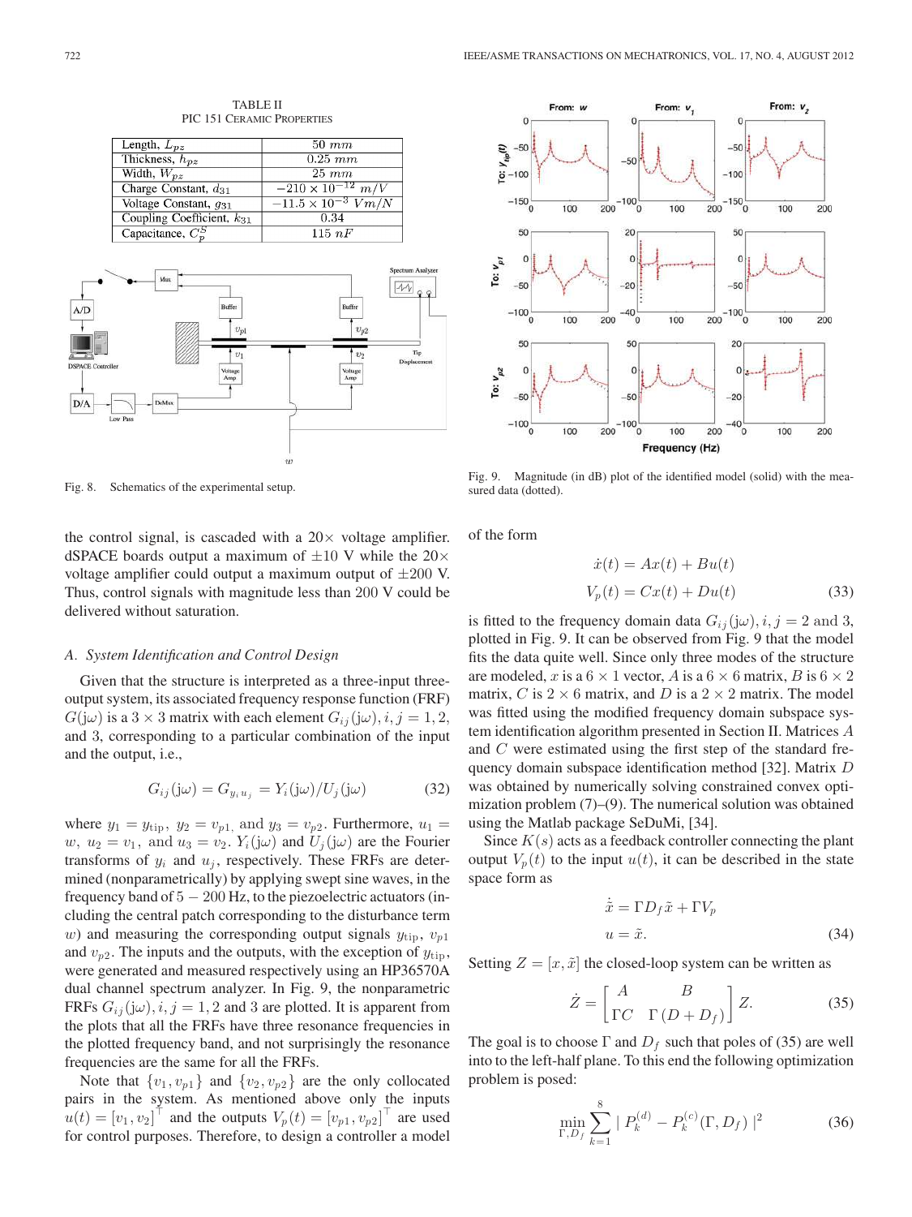TABLE II
PIC 151 CERAMIC PROPERTIES

| Length, $L_{pz}$ | $50\ mm$ |
|---|---|
| Thickness, $h_{pz}$ | $0.25\ mm$ |
| Width, $W_{pz}$ | $25\ mm$ |
| Charge Constant, $d_{31}$ | $-210 \times 10^{-12}\ m/V$ |
| Voltage Constant, $g_{31}$ | $-11.5 \times 10^{-3}\ Vm/N$ |
| Coupling Coefficient, $k_{31}$ | $0.34$ |
| Capacitance, $C_p^S$ | $115\ nF$ |

Fig. 8. Schematics of the experimental setup.

Fig. 9. Magnitude (in dB) plot of the identified model (solid) with the measured data (dotted).

the control signal, is cascaded with a 20× voltage amplifier. dSPACE boards output a maximum of ±10 V while the 20× voltage amplifier could output a maximum output of ±200 V. Thus, control signals with magnitude less than 200 V could be delivered without saturation.

### A. System Identification and Control Design

Given that the structure is interpreted as a three-input three-output system, its associated frequency response function (FRF) $G(\mathrm{j}\omega)$ is a $3 \times 3$ matrix with each element $G_{ij}(\mathrm{j}\omega), i, j = 1, 2,$ and 3, corresponding to a particular combination of the input and the output, i.e.,

$$G_{ij}(\mathrm{j}\omega) = G_{y_i u_j} = Y_i(\mathrm{j}\omega)/U_j(\mathrm{j}\omega) \tag{32}$$

where $y_1 = y_{\mathrm{tip}},\ y_2 = v_{p1},$ and $y_3 = v_{p2}$. Furthermore, $u_1 = w,\ u_2 = v_1,$ and $u_3 = v_2$. $Y_i(\mathrm{j}\omega)$ and $U_j(\mathrm{j}\omega)$ are the Fourier transforms of $y_i$ and $u_j$, respectively. These FRFs are determined (nonparametrically) by applying swept sine waves, in the frequency band of $5 - 200$ Hz, to the piezoelectric actuators (including the central patch corresponding to the disturbance term $w$) and measuring the corresponding output signals $y_{\mathrm{tip}},\ v_{p1}$ and $v_{p2}$. The inputs and the outputs, with the exception of $y_{\mathrm{tip}}$, were generated and measured respectively using an HP36570A dual channel spectrum analyzer. In Fig. 9, the nonparametric FRFs $G_{ij}(\mathrm{j}\omega), i, j = 1, 2$ and 3 are plotted. It is apparent from the plots that all the FRFs have three resonance frequencies in the plotted frequency band, and not surprisingly the resonance frequencies are the same for all the FRFs.

Note that $\{v_1, v_{p1}\}$ and $\{v_2, v_{p2}\}$ are the only collocated pairs in the system. As mentioned above only the inputs $u(t) = [v_1, v_2]^\top$ and the outputs $V_p(t) = [v_{p1}, v_{p2}]^\top$ are used for control purposes. Therefore, to design a controller a model of the form

$$\begin{aligned} \dot{x}(t) &= Ax(t) + Bu(t) \\ V_p(t) &= Cx(t) + Du(t) \end{aligned} \tag{33}$$

is fitted to the frequency domain data $G_{ij}(\mathrm{j}\omega), i, j = 2$ and 3, plotted in Fig. 9. It can be observed from Fig. 9 that the model fits the data quite well. Since only three modes of the structure are modeled, $x$ is a $6 \times 1$ vector, $A$ is a $6 \times 6$ matrix, $B$ is $6 \times 2$ matrix, $C$ is $2 \times 6$ matrix, and $D$ is a $2 \times 2$ matrix. The model was fitted using the modified frequency domain subspace system identification algorithm presented in Section II. Matrices $A$ and $C$ were estimated using the first step of the standard frequency domain subspace identification method [32]. Matrix $D$ was obtained by numerically solving constrained convex optimization problem (7)–(9). The numerical solution was obtained using the Matlab package SeDuMi, [34].

Since $K(s)$ acts as a feedback controller connecting the plant output $V_p(t)$ to the input $u(t)$, it can be described in the state space form as

$$\begin{aligned} \dot{\tilde{x}} &= \Gamma D_f \tilde{x} + \Gamma V_p \\ u &= \tilde{x}. \end{aligned} \tag{34}$$

Setting $Z = [x, \tilde{x}]$ the closed-loop system can be written as

$$\dot{Z} = \begin{bmatrix} A & B \\ \Gamma C & \Gamma\,(D + D_f) \end{bmatrix} Z. \tag{35}$$

The goal is to choose $\Gamma$ and $D_f$ such that poles of (35) are well into to the left-half plane. To this end the following optimization problem is posed:

$$\min_{\Gamma, D_f} \sum_{k=1}^{8} \mid P_k^{(d)} - P_k^{(c)}(\Gamma, D_f) \mid^2 \tag{36}$$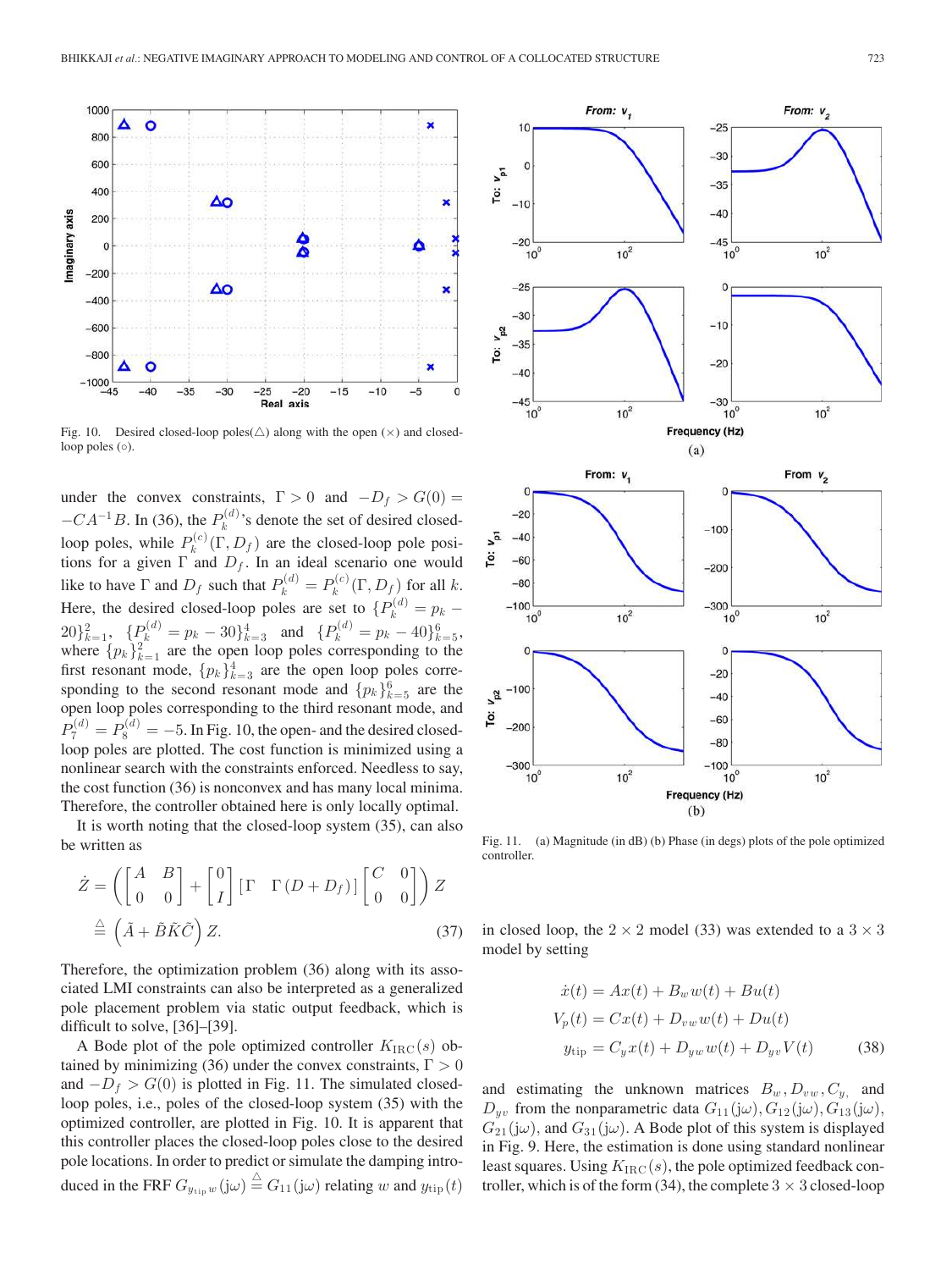Fig. 10. Desired closed-loop poles(△) along with the open (×) and closed-loop poles (○).

under the convex constraints, $\Gamma > 0$ and $-D_f > G(0) = -CA^{-1}B$. In (36), the $P_k^{(d)}$'s denote the set of desired closed-loop poles, while $P_k^{(c)}(\Gamma, D_f)$ are the closed-loop pole positions for a given $\Gamma$ and $D_f$. In an ideal scenario one would like to have $\Gamma$ and $D_f$ such that $P_k^{(d)} = P_k^{(c)}(\Gamma, D_f)$ for all $k$. Here, the desired closed-loop poles are set to $\{P_k^{(d)} = p_k - 20\}_{k=1}^{2}$, $\{P_k^{(d)} = p_k - 30\}_{k=3}^{4}$ and $\{P_k^{(d)} = p_k - 40\}_{k=5}^{6}$, where $\{p_k\}_{k=1}^{2}$ are the open loop poles corresponding to the first resonant mode, $\{p_k\}_{k=3}^{4}$ are the open loop poles corresponding to the second resonant mode and $\{p_k\}_{k=5}^{6}$ are the open loop poles corresponding to the third resonant mode, and $P_7^{(d)} = P_8^{(d)} = -5$. In Fig. 10, the open- and the desired closed-loop poles are plotted. The cost function is minimized using a nonlinear search with the constraints enforced. Needless to say, the cost function (36) is nonconvex and has many local minima. Therefore, the controller obtained here is only locally optimal.

It is worth noting that the closed-loop system (35), can also be written as

$$\dot{Z} = \left( \begin{bmatrix} A & B \\ 0 & 0 \end{bmatrix} + \begin{bmatrix} 0 \\ I \end{bmatrix} \begin{bmatrix} \Gamma & \Gamma(D + D_f) \end{bmatrix} \begin{bmatrix} C & 0 \\ 0 & 0 \end{bmatrix} \right) Z$$
$$\triangleq \left( \tilde{A} + \tilde{B}\tilde{K}\tilde{C} \right) Z. \tag{37}$$

Therefore, the optimization problem (36) along with its associated LMI constraints can also be interpreted as a generalized pole placement problem via static output feedback, which is difficult to solve, [36]–[39].

A Bode plot of the pole optimized controller $K_{\mathrm{IRC}}(s)$ obtained by minimizing (36) under the convex constraints, $\Gamma > 0$ and $-D_f > G(0)$ is plotted in Fig. 11. The simulated closed-loop poles, i.e., poles of the closed-loop system (35) with the optimized controller, are plotted in Fig. 10. It is apparent that this controller places the closed-loop poles close to the desired pole locations. In order to predict or simulate the damping introduced in the FRF $G_{y_{\mathrm{tip}}w}(\mathrm{j}\omega) \triangleq G_{11}(\mathrm{j}\omega)$ relating $w$ and $y_{\mathrm{tip}}(t)$ in closed loop, the $2 \times 2$ model (33) was extended to a $3 \times 3$ model by setting

$$\begin{aligned} \dot{x}(t) &= Ax(t) + B_w w(t) + Bu(t) \\ V_p(t) &= Cx(t) + D_{vw} w(t) + Du(t) \\ y_{\mathrm{tip}} &= C_y x(t) + D_{yw} w(t) + D_{yv} V(t) \end{aligned} \tag{38}$$

and estimating the unknown matrices $B_w, D_{vw}, C_y$, and $D_{yv}$ from the nonparametric data $G_{11}(\mathrm{j}\omega), G_{12}(\mathrm{j}\omega), G_{13}(\mathrm{j}\omega), G_{21}(\mathrm{j}\omega)$, and $G_{31}(\mathrm{j}\omega)$. A Bode plot of this system is displayed in Fig. 9. Here, the estimation is done using standard nonlinear least squares. Using $K_{\mathrm{IRC}}(s)$, the pole optimized feedback controller, which is of the form (34), the complete $3 \times 3$ closed-loop

Fig. 11. (a) Magnitude (in dB) (b) Phase (in degs) plots of the pole optimized controller.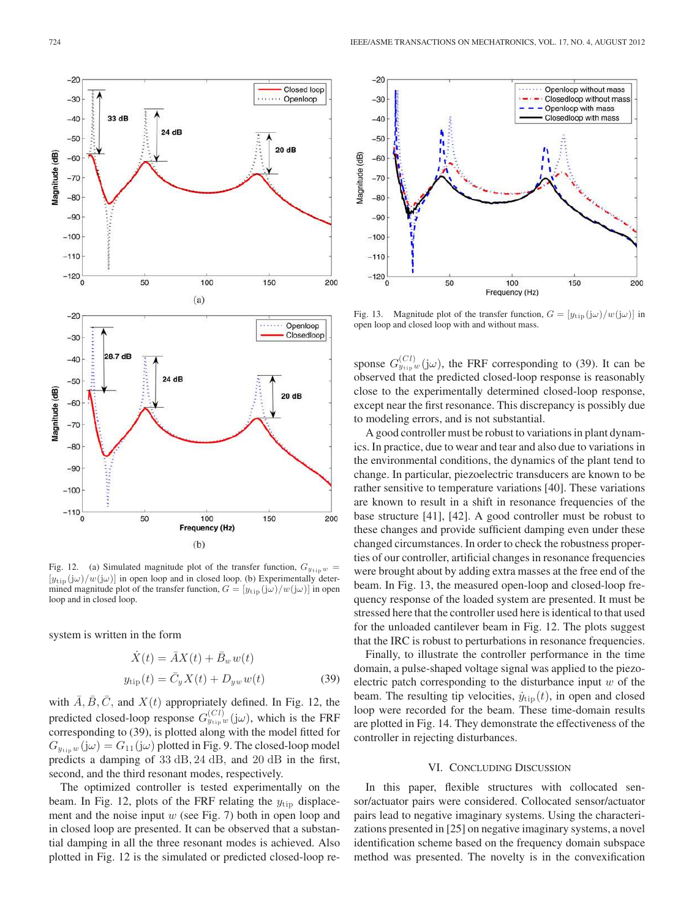Fig. 12. (a) Simulated magnitude plot of the transfer function, $G_{y_{\rm tip}w} = [y_{\rm tip}(j\omega)/w(j\omega)]$ in open loop and in closed loop. (b) Experimentally determined magnitude plot of the transfer function, $G = [y_{\rm tip}(j\omega)/w(j\omega)]$ in open loop and in closed loop.

system is written in the form

$$\dot{X}(t) = \bar{A}X(t) + \bar{B}_w w(t)$$
$$y_{\rm tip}(t) = \bar{C}_y X(t) + D_{yw} w(t) \tag{39}$$

with $\bar{A}, \bar{B}, \bar{C}$, and $X(t)$ appropriately defined. In Fig. 12, the predicted closed-loop response $G^{(Cl)}_{y_{\rm tip}w}(j\omega)$, which is the FRF corresponding to (39), is plotted along with the model fitted for $G_{y_{\rm tip}w}(j\omega) = G_{11}(j\omega)$ plotted in Fig. 9. The closed-loop model predicts a damping of 33 dB, 24 dB, and 20 dB in the first, second, and the third resonant modes, respectively.

The optimized controller is tested experimentally on the beam. In Fig. 12, plots of the FRF relating the $y_{\rm tip}$ displacement and the noise input $w$ (see Fig. 7) both in open loop and in closed loop are presented. It can be observed that a substantial damping in all the three resonant modes is achieved. Also plotted in Fig. 12 is the simulated or predicted closed-loop response $G^{(Cl)}_{y_{\rm tip}w}(j\omega)$, the FRF corresponding to (39). It can be observed that the predicted closed-loop response is reasonably close to the experimentally determined closed-loop response, except near the first resonance. This discrepancy is possibly due to modeling errors, and is not substantial.

Fig. 13. Magnitude plot of the transfer function, $G = [y_{\rm tip}(j\omega)/w(j\omega)]$ in open loop and closed loop with and without mass.

A good controller must be robust to variations in plant dynamics. In practice, due to wear and tear and also due to variations in the environmental conditions, the dynamics of the plant tend to change. In particular, piezoelectric transducers are known to be rather sensitive to temperature variations [40]. These variations are known to result in a shift in resonance frequencies of the base structure [41], [42]. A good controller must be robust to these changes and provide sufficient damping even under these changed circumstances. In order to check the robustness properties of our controller, artificial changes in resonance frequencies were brought about by adding extra masses at the free end of the beam. In Fig. 13, the measured open-loop and closed-loop frequency response of the loaded system are presented. It must be stressed here that the controller used here is identical to that used for the unloaded cantilever beam in Fig. 12. The plots suggest that the IRC is robust to perturbations in resonance frequencies.

Finally, to illustrate the controller performance in the time domain, a pulse-shaped voltage signal was applied to the piezoelectric patch corresponding to the disturbance input $w$ of the beam. The resulting tip velocities, $\dot{y}_{\rm tip}(t)$, in open and closed loop were recorded for the beam. These time-domain results are plotted in Fig. 14. They demonstrate the effectiveness of the controller in rejecting disturbances.

## VI. Concluding Discussion

In this paper, flexible structures with collocated sensor/actuator pairs were considered. Collocated sensor/actuator pairs lead to negative imaginary systems. Using the characterizations presented in [25] on negative imaginary systems, a novel identification scheme based on the frequency domain subspace method was presented. The novelty is in the convexification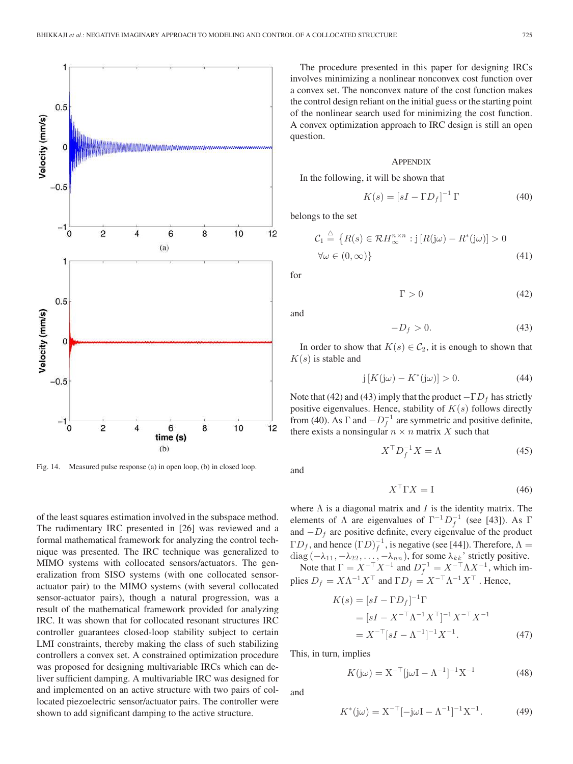Fig. 14. Measured pulse response (a) in open loop, (b) in closed loop.

of the least squares estimation involved in the subspace method. The rudimentary IRC presented in [26] was reviewed and a formal mathematical framework for analyzing the control technique was presented. The IRC technique was generalized to MIMO systems with collocated sensors/actuators. The generalization from SISO systems (with one collocated sensor-actuator pair) to the MIMO systems (with several collocated sensor-actuator pairs), though a natural progression, was a result of the mathematical framework provided for analyzing IRC. It was shown that for collocated resonant structures IRC controller guarantees closed-loop stability subject to certain LMI constraints, thereby making the class of such stabilizing controllers a convex set. A constrained optimization procedure was proposed for designing multivariable IRCs which can deliver sufficient damping. A multivariable IRC was designed for and implemented on an active structure with two pairs of collocated piezoelectric sensor/actuator pairs. The controller were shown to add significant damping to the active structure.

The procedure presented in this paper for designing IRCs involves minimizing a nonlinear nonconvex cost function over a convex set. The nonconvex nature of the cost function makes the control design reliant on the initial guess or the starting point of the nonlinear search used for minimizing the cost function. A convex optimization approach to IRC design is still an open question.

## Appendix

In the following, it will be shown that

$$K(s) = [sI - \Gamma D_f]^{-1} \Gamma \tag{40}$$

belongs to the set

$$\mathcal{C}_1 \triangleq \{R(s) \in \mathcal{R}H_\infty^{n\times n} : \mathrm{j}\,[R(\mathrm{j}\omega) - R^*(\mathrm{j}\omega)] > 0 \quad \forall \omega \in (0,\infty)\} \tag{41}$$

for

$$\Gamma > 0 \tag{42}$$

and

$$-D_f > 0. \tag{43}$$

In order to show that $K(s) \in \mathcal{C}_2$, it is enough to shown that $K(s)$ is stable and

$$\mathrm{j}\,[K(\mathrm{j}\omega) - K^*(\mathrm{j}\omega)] > 0. \tag{44}$$

Note that (42) and (43) imply that the product $-\Gamma D_f$ has strictly positive eigenvalues. Hence, stability of $K(s)$ follows directly from (40). As $\Gamma$ and $-D_f^{-1}$ are symmetric and positive definite, there exists a nonsingular $n \times n$ matrix $X$ such that

$$X^\top D_f^{-1} X = \Lambda \tag{45}$$

and

$$X^\top \Gamma X = \mathrm{I} \tag{46}$$

where $\Lambda$ is a diagonal matrix and $I$ is the identity matrix. The elements of $\Lambda$ are eigenvalues of $\Gamma^{-1} D_f^{-1}$ (see [43]). As $\Gamma$ and $-D_f$ are positive definite, every eigenvalue of the product $\Gamma D_f$, and hence $(\Gamma D)_f^{-1}$, is negative (see [44]). Therefore, $\Lambda = \mathrm{diag}\,(-\lambda_{11}, -\lambda_{22}, \ldots, -\lambda_{nn})$, for some $\lambda_{kk}$' strictly positive.

Note that $\Gamma = X^{-\top} X^{-1}$ and $D_f^{-1} = X^{-\top} \Lambda X^{-1}$, which implies $D_f = X \Lambda^{-1} X^\top$ and $\Gamma D_f = X^{-\top} \Lambda^{-1} X^\top$. Hence,

$$\begin{aligned} K(s) &= [sI - \Gamma D_f]^{-1} \Gamma \\ &= [sI - X^{-\top} \Lambda^{-1} X^\top]^{-1} X^{-\top} X^{-1} \\ &= X^{-\top} [sI - \Lambda^{-1}]^{-1} X^{-1}. \end{aligned} \tag{47}$$

This, in turn, implies

$$K(\mathrm{j}\omega) = \mathrm{X}^{-\top} [\mathrm{j}\omega \mathrm{I} - \Lambda^{-1}]^{-1} \mathrm{X}^{-1} \tag{48}$$

and

$$K^*(\mathrm{j}\omega) = \mathrm{X}^{-\top} [-\mathrm{j}\omega \mathrm{I} - \Lambda^{-1}]^{-1} \mathrm{X}^{-1}. \tag{49}$$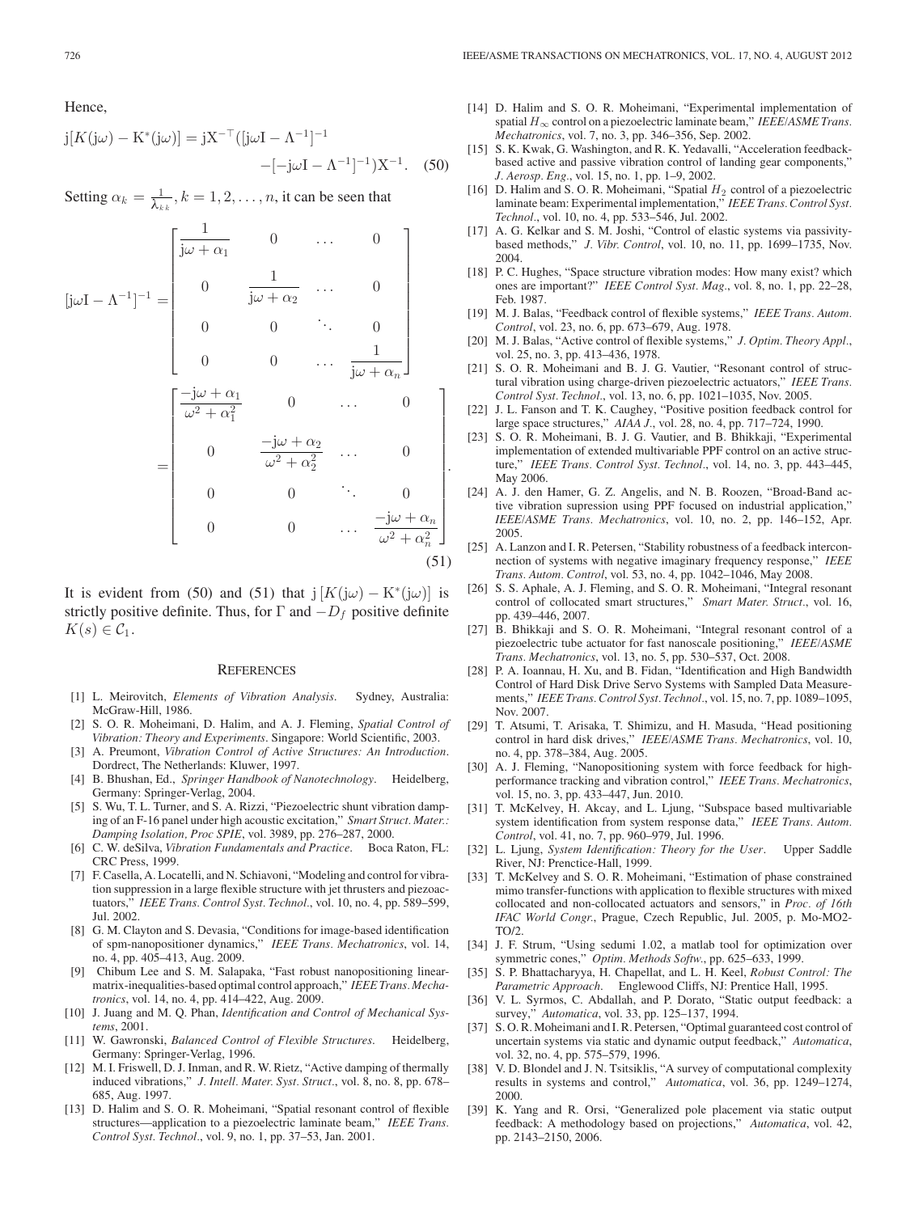Hence,

$$\mathrm{j}[K(\mathrm{j}\omega) - \mathrm{K}^*(\mathrm{j}\omega)] = \mathrm{j}\mathrm{X}^{-\top}([\mathrm{j}\omega \mathrm{I} - \Lambda^{-1}]^{-1} - [-\mathrm{j}\omega \mathrm{I} - \Lambda^{-1}]^{-1})\mathrm{X}^{-1}. \quad (50)$$

Setting $\alpha_k = \frac{1}{\lambda_{kk}}, k = 1, 2, \ldots, n$, it can be seen that

$$[\mathrm{j}\omega \mathrm{I} - \Lambda^{-1}]^{-1} = \begin{bmatrix} \frac{1}{\mathrm{j}\omega + \alpha_1} & 0 & \ldots & 0 \\ 0 & \frac{1}{\mathrm{j}\omega + \alpha_2} & \ldots & 0 \\ 0 & 0 & \ddots & 0 \\ 0 & 0 & \ldots & \frac{1}{\mathrm{j}\omega + \alpha_n} \end{bmatrix}$$

$$= \begin{bmatrix} \frac{-\mathrm{j}\omega + \alpha_1}{\omega^2 + \alpha_1^2} & 0 & \ldots & 0 \\ 0 & \frac{-\mathrm{j}\omega + \alpha_2}{\omega^2 + \alpha_2^2} & \ldots & 0 \\ 0 & 0 & \ddots & 0 \\ 0 & 0 & \ldots & \frac{-\mathrm{j}\omega + \alpha_n}{\omega^2 + \alpha_n^2} \end{bmatrix}. \quad (51)$$

It is evident from (50) and (51) that $\mathrm{j}\,[K(\mathrm{j}\omega) - \mathrm{K}^*(\mathrm{j}\omega)]$ is strictly positive definite. Thus, for $\Gamma$ and $-D_f$ positive definite $K(s) \in \mathcal{C}_1$.

## References

[1] L. Meirovitch, *Elements of Vibration Analysis*. Sydney, Australia: McGraw-Hill, 1986.

[2] S. O. R. Moheimani, D. Halim, and A. J. Fleming, *Spatial Control of Vibration: Theory and Experiments*. Singapore: World Scientific, 2003.

[3] A. Preumont, *Vibration Control of Active Structures: An Introduction*. Dordrect, The Netherlands: Kluwer, 1997.

[4] B. Bhushan, Ed., *Springer Handbook of Nanotechnology*. Heidelberg, Germany: Springer-Verlag, 2004.

[5] S. Wu, T. L. Turner, and S. A. Rizzi, "Piezoelectric shunt vibration damping of an F-16 panel under high acoustic excitation," *Smart Struct. Mater.: Damping Isolation, Proc SPIE*, vol. 3989, pp. 276–287, 2000.

[6] C. W. deSilva, *Vibration Fundamentals and Practice*. Boca Raton, FL: CRC Press, 1999.

[7] F. Casella, A. Locatelli, and N. Schiavoni, "Modeling and control for vibration suppression in a large flexible structure with jet thrusters and piezoactuators," *IEEE Trans. Control Syst. Technol.*, vol. 10, no. 4, pp. 589–599, Jul. 2002.

[8] G. M. Clayton and S. Devasia, "Conditions for image-based identification of spm-nanopositioner dynamics," *IEEE Trans. Mechatronics*, vol. 14, no. 4, pp. 405–413, Aug. 2009.

[9] Chibum Lee and S. M. Salapaka, "Fast robust nanopositioning linear-matrix-inequalities-based optimal control approach," *IEEE Trans. Mechatronics*, vol. 14, no. 4, pp. 414–422, Aug. 2009.

[10] J. Juang and M. Q. Phan, *Identification and Control of Mechanical Systems*, 2001.

[11] W. Gawronski, *Balanced Control of Flexible Structures*. Heidelberg, Germany: Springer-Verlag, 1996.

[12] M. I. Friswell, D. J. Inman, and R. W. Rietz, "Active damping of thermally induced vibrations," *J. Intell. Mater. Syst. Struct.*, vol. 8, no. 8, pp. 678–685, Aug. 1997.

[13] D. Halim and S. O. R. Moheimani, "Spatial resonant control of flexible structures—application to a piezoelectric laminate beam," *IEEE Trans. Control Syst. Technol.*, vol. 9, no. 1, pp. 37–53, Jan. 2001.

[14] D. Halim and S. O. R. Moheimani, "Experimental implementation of spatial $H_\infty$ control on a piezoelectric laminate beam," *IEEE/ASME Trans. Mechatronics*, vol. 7, no. 3, pp. 346–356, Sep. 2002.

[15] S. K. Kwak, G. Washington, and R. K. Yedavalli, "Acceleration feedback-based active and passive vibration control of landing gear components," *J. Aerosp. Eng.*, vol. 15, no. 1, pp. 1–9, 2002.

[16] D. Halim and S. O. R. Moheimani, "Spatial $H_2$ control of a piezoelectric laminate beam: Experimental implementation," *IEEE Trans. Control Syst. Technol.*, vol. 10, no. 4, pp. 533–546, Jul. 2002.

[17] A. G. Kelkar and S. M. Joshi, "Control of elastic systems via passivity-based methods," *J. Vibr. Control*, vol. 10, no. 11, pp. 1699–1735, Nov. 2004.

[18] P. C. Hughes, "Space structure vibration modes: How many exist? which ones are important?" *IEEE Control Syst. Mag.*, vol. 8, no. 1, pp. 22–28, Feb. 1987.

[19] M. J. Balas, "Feedback control of flexible systems," *IEEE Trans. Autom. Control*, vol. 23, no. 6, pp. 673–679, Aug. 1978.

[20] M. J. Balas, "Active control of flexible systems," *J. Optim. Theory Appl.*, vol. 25, no. 3, pp. 413–436, 1978.

[21] S. O. R. Moheimani and B. J. G. Vautier, "Resonant control of structural vibration using charge-driven piezoelectric actuators," *IEEE Trans. Control Syst. Technol.*, vol. 13, no. 6, pp. 1021–1035, Nov. 2005.

[22] J. L. Fanson and T. K. Caughey, "Positive position feedback control for large space structures," *AIAA J.*, vol. 28, no. 4, pp. 717–724, 1990.

[23] S. O. R. Moheimani, B. J. G. Vautier, and B. Bhikkaji, "Experimental implementation of extended multivariable PPF control on an active structure," *IEEE Trans. Control Syst. Technol.*, vol. 14, no. 3, pp. 443–445, May 2006.

[24] A. J. den Hamer, G. Z. Angelis, and N. B. Roozen, "Broad-Band active vibration supression using PPF focused on industrial application," *IEEE/ASME Trans. Mechatronics*, vol. 10, no. 2, pp. 146–152, Apr. 2005.

[25] A. Lanzon and I. R. Petersen, "Stability robustness of a feedback interconnection of systems with negative imaginary frequency response," *IEEE Trans. Autom. Control*, vol. 53, no. 4, pp. 1042–1046, May 2008.

[26] S. S. Aphale, A. J. Fleming, and S. O. R. Moheimani, "Integral resonant control of collocated smart structures," *Smart Mater. Struct.*, vol. 16, pp. 439–446, 2007.

[27] B. Bhikkaji and S. O. R. Moheimani, "Integral resonant control of a piezoelectric tube actuator for fast nanoscale positioning," *IEEE/ASME Trans. Mechatronics*, vol. 13, no. 5, pp. 530–537, Oct. 2008.

[28] P. A. Ioannau, H. Xu, and B. Fidan, "Identification and High Bandwidth Control of Hard Disk Drive Servo Systems with Sampled Data Measurements," *IEEE Trans. Control Syst. Technol.*, vol. 15, no. 7, pp. 1089–1095, Nov. 2007.

[29] T. Atsumi, T. Arisaka, T. Shimizu, and H. Masuda, "Head positioning control in hard disk drives," *IEEE/ASME Trans. Mechatronics*, vol. 10, no. 4, pp. 378–384, Aug. 2005.

[30] A. J. Fleming, "Nanopositioning system with force feedback for high-performance tracking and vibration control," *IEEE Trans. Mechatronics*, vol. 15, no. 3, pp. 433–447, Jun. 2010.

[31] T. McKelvey, H. Akcay, and L. Ljung, "Subspace based multivariable system identification from system response data," *IEEE Trans. Autom. Control*, vol. 41, no. 7, pp. 960–979, Jul. 1996.

[32] L. Ljung, *System Identification: Theory for the User*. Upper Saddle River, NJ: Prenctice-Hall, 1999.

[33] T. McKelvey and S. O. R. Moheimani, "Estimation of phase constrained mimo transfer-functions with application to flexible structures with mixed collocated and non-collocated actuators and sensors," in *Proc. of 16th IFAC World Congr.*, Prague, Czech Republic, Jul. 2005, p. Mo-MO2-TO/2.

[34] J. F. Strum, "Using sedumi 1.02, a matlab tool for optimization over symmetric cones," *Optim. Methods Softw.*, pp. 625–633, 1999.

[35] S. P. Bhattacharyya, H. Chapellat, and L. H. Keel, *Robust Control: The Parametric Approach*. Englewood Cliffs, NJ: Prentice Hall, 1995.

[36] V. L. Syrmos, C. Abdallah, and P. Dorato, "Static output feedback: a survey," *Automatica*, vol. 33, pp. 125–137, 1994.

[37] S. O. R. Moheimani and I. R. Petersen, "Optimal guaranteed cost control of uncertain systems via static and dynamic output feedback," *Automatica*, vol. 32, no. 4, pp. 575–579, 1996.

[38] V. D. Blondel and J. N. Tsitsiklis, "A survey of computational complexity results in systems and control," *Automatica*, vol. 36, pp. 1249–1274, 2000.

[39] K. Yang and R. Orsi, "Generalized pole placement via static output feedback: A methodology based on projections," *Automatica*, vol. 42, pp. 2143–2150, 2006.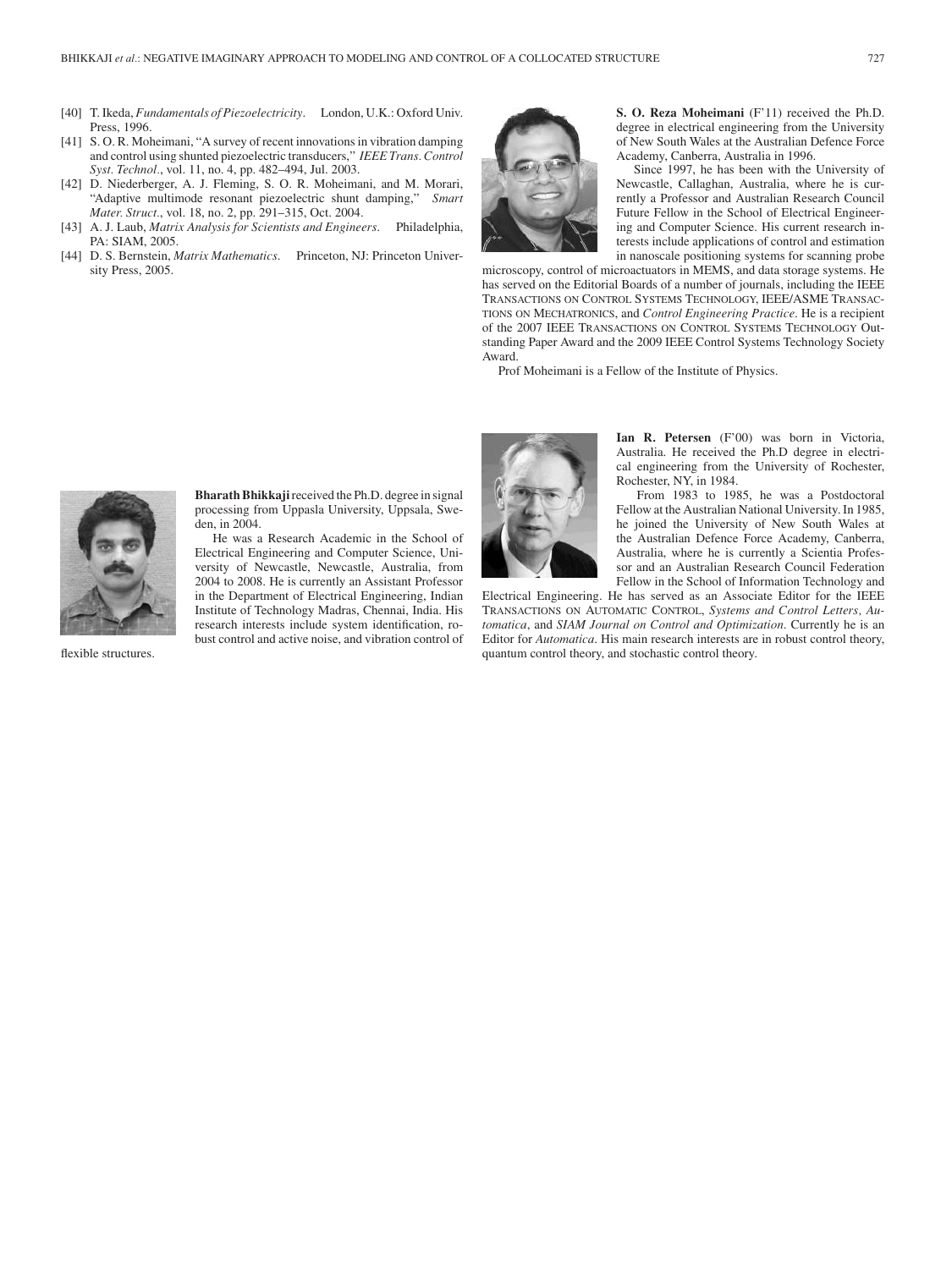[40] T. Ikeda, *Fundamentals of Piezoelectricity*. London, U.K.: Oxford Univ. Press, 1996.

[41] S. O. R. Moheimani, "A survey of recent innovations in vibration damping and control using shunted piezoelectric transducers," *IEEE Trans. Control Syst. Technol.*, vol. 11, no. 4, pp. 482–494, Jul. 2003.

[42] D. Niederberger, A. J. Fleming, S. O. R. Moheimani, and M. Morari, "Adaptive multimode resonant piezoelectric shunt damping," *Smart Mater. Struct.*, vol. 18, no. 2, pp. 291–315, Oct. 2004.

[43] A. J. Laub, *Matrix Analysis for Scientists and Engineers*. Philadelphia, PA: SIAM, 2005.

[44] D. S. Bernstein, *Matrix Mathematics*. Princeton, NJ: Princeton University Press, 2005.

**Bharath Bhikkaji** received the Ph.D. degree in signal processing from Uppasla University, Uppsala, Sweden, in 2004.

He was a Research Academic in the School of Electrical Engineering and Computer Science, University of Newcastle, Newcastle, Australia, from 2004 to 2008. He is currently an Assistant Professor in the Department of Electrical Engineering, Indian Institute of Technology Madras, Chennai, India. His research interests include system identification, robust control and active noise, and vibration control of flexible structures.

**S. O. Reza Moheimani** (F'11) received the Ph.D. degree in electrical engineering from the University of New South Wales at the Australian Defence Force Academy, Canberra, Australia in 1996.

Since 1997, he has been with the University of Newcastle, Callaghan, Australia, where he is currently a Professor and Australian Research Council Future Fellow in the School of Electrical Engineering and Computer Science. His current research interests include applications of control and estimation in nanoscale positioning systems for scanning probe microscopy, control of microactuators in MEMS, and data storage systems. He has served on the Editorial Boards of a number of journals, including the IEEE TRANSACTIONS ON CONTROL SYSTEMS TECHNOLOGY, IEEE/ASME TRANSACTIONS ON MECHATRONICS, and *Control Engineering Practice*. He is a recipient of the 2007 IEEE TRANSACTIONS ON CONTROL SYSTEMS TECHNOLOGY Outstanding Paper Award and the 2009 IEEE Control Systems Technology Society Award.

Prof Moheimani is a Fellow of the Institute of Physics.

**Ian R. Petersen** (F'00) was born in Victoria, Australia. He received the Ph.D degree in electrical engineering from the University of Rochester, Rochester, NY, in 1984.

From 1983 to 1985, he was a Postdoctoral Fellow at the Australian National University. In 1985, he joined the University of New South Wales at the Australian Defence Force Academy, Canberra, Australia, where he is currently a Scientia Professor and an Australian Research Council Federation Fellow in the School of Information Technology and Electrical Engineering. He has served as an Associate Editor for the IEEE TRANSACTIONS ON AUTOMATIC CONTROL, *Systems and Control Letters*, *Automatica*, and *SIAM Journal on Control and Optimization*. Currently he is an Editor for *Automatica*. His main research interests are in robust control theory, quantum control theory, and stochastic control theory.